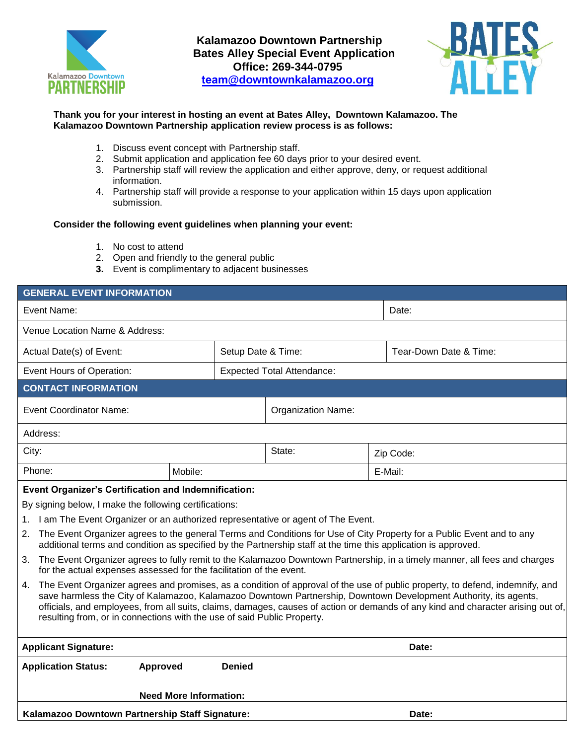# Kalamazoo Downtown Partnership
## Bates Alley Special Event Application
**Office: 269-344-0795**
**team@downtownkalamazoo.org**

**Thank you for your interest in hosting an event at Bates Alley, Downtown Kalamazoo. The Kalamazoo Downtown Partnership application review process is as follows:**

1. Discuss event concept with Partnership staff.
2. Submit application and application fee 60 days prior to your desired event.
3. Partnership staff will review the application and either approve, deny, or request additional information.
4. Partnership staff will provide a response to your application within 15 days upon application submission.

**Consider the following event guidelines when planning your event:**

1. No cost to attend
2. Open and friendly to the general public
3. Event is complimentary to adjacent businesses

| **GENERAL EVENT INFORMATION** | | |
|---|---|---|
| Event Name: | | Date: |
| Venue Location Name & Address: | | |
| Actual Date(s) of Event: | Setup Date & Time: | Tear-Down Date & Time: |
| Event Hours of Operation: | Expected Total Attendance: | |

| **CONTACT INFORMATION** | | |
|---|---|---|
| Event Coordinator Name: | Organization Name: | |
| Address: | | |
| City: | State: | Zip Code: |
| Phone: | Mobile: | E-Mail: |

**Event Organizer's Certification and Indemnification:**

By signing below, I make the following certifications:

1. I am The Event Organizer or an authorized representative or agent of The Event.
2. The Event Organizer agrees to the general Terms and Conditions for Use of City Property for a Public Event and to any additional terms and condition as specified by the Partnership staff at the time this application is approved.
3. The Event Organizer agrees to fully remit to the Kalamazoo Downtown Partnership, in a timely manner, all fees and charges for the actual expenses assessed for the facilitation of the event.
4. The Event Organizer agrees and promises, as a condition of approval of the use of public property, to defend, indemnify, and save harmless the City of Kalamazoo, Kalamazoo Downtown Partnership, Downtown Development Authority, its agents, officials, and employees, from all suits, claims, damages, causes of action or demands of any kind and character arising out of, resulting from, or in connections with the use of said Public Property.

**Applicant Signature:** **Date:**

**Application Status:** **Approved** **Denied**

**Need More Information:**

**Kalamazoo Downtown Partnership Staff Signature:** **Date:**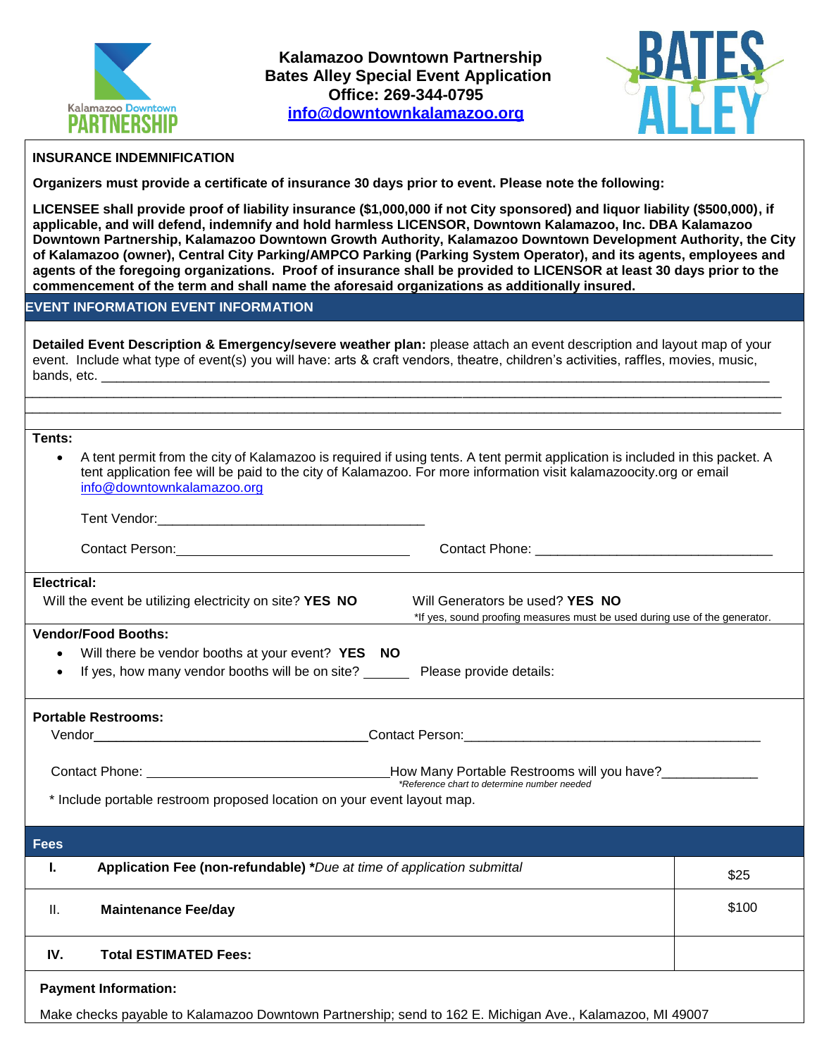**Kalamazoo Downtown Partnership**
**Bates Alley Special Event Application**
**Office: 269-344-0795**
**info@downtownkalamazoo.org**

**INSURANCE INDEMNIFICATION**

**Organizers must provide a certificate of insurance 30 days prior to event. Please note the following:**

**LICENSEE shall provide proof of liability insurance ($1,000,000 if not City sponsored) and liquor liability ($500,000), if applicable, and will defend, indemnify and hold harmless LICENSOR, Downtown Kalamazoo, Inc. DBA Kalamazoo Downtown Partnership, Kalamazoo Downtown Growth Authority, Kalamazoo Downtown Development Authority, the City of Kalamazoo (owner), Central City Parking/AMPCO Parking (Parking System Operator), and its agents, employees and agents of the foregoing organizations. Proof of insurance shall be provided to LICENSOR at least 30 days prior to the commencement of the term and shall name the aforesaid organizations as additionally insured.**

## EVENT INFORMATION EVENT INFORMATION

**Detailed Event Description & Emergency/severe weather plan:** please attach an event description and layout map of your event. Include what type of event(s) you will have: arts & craft vendors, theatre, children's activities, raffles, movies, music, bands, etc. ______________________________________________________________________________________

______________________________________________________________________________________________

______________________________________________________________________________________________

**Tents:**

- A tent permit from the city of Kalamazoo is required if using tents. A tent permit application is included in this packet. A tent application fee will be paid to the city of Kalamazoo. For more information visit kalamazoocity.org or email info@downtownkalamazoo.org

Tent Vendor:_________________________________

Contact Person:______________________________ Contact Phone: ______________________________

**Electrical:**

Will the event be utilizing electricity on site? **YES NO** Will Generators be used? **YES NO**

*If yes, sound proofing measures must be used during use of the generator.

**Vendor/Food Booths:**

- Will there be vendor booths at your event? **YES NO**
- If yes, how many vendor booths will be on site? ______ Please provide details:

**Portable Restrooms:**

Vendor___________________________________ Contact Person:______________________________________

Contact Phone: ______________________________ How Many Portable Restrooms will you have?____________

*Reference chart to determine number needed*

\* Include portable restroom proposed location on your event layout map.

## Fees

| | | |
|---|---|---|
| **I.** | **Application Fee (non-refundable) \****Due at time of application submittal* | $25 |
| II. | **Maintenance Fee/day** | $100 |
| **IV.** | **Total ESTIMATED Fees:** | |

**Payment Information:**

Make checks payable to Kalamazoo Downtown Partnership; send to 162 E. Michigan Ave., Kalamazoo, MI 49007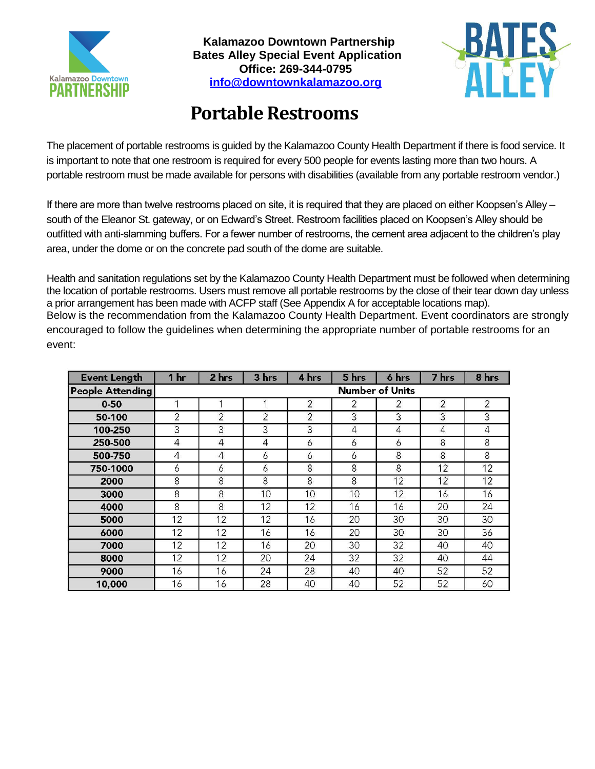Kalamazoo Downtown Partnership
Bates Alley Special Event Application
Office: 269-344-0795
info@downtownkalamazoo.org

# Portable Restrooms

The placement of portable restrooms is guided by the Kalamazoo County Health Department if there is food service. It is important to note that one restroom is required for every 500 people for events lasting more than two hours. A portable restroom must be made available for persons with disabilities (available from any portable restroom vendor.)

If there are more than twelve restrooms placed on site, it is required that they are placed on either Koopsen's Alley – south of the Eleanor St. gateway, or on Edward's Street. Restroom facilities placed on Koopsen's Alley should be outfitted with anti-slamming buffers. For a fewer number of restrooms, the cement area adjacent to the children's play area, under the dome or on the concrete pad south of the dome are suitable.

Health and sanitation regulations set by the Kalamazoo County Health Department must be followed when determining the location of portable restrooms. Users must remove all portable restrooms by the close of their tear down day unless a prior arrangement has been made with ACFP staff (See Appendix A for acceptable locations map).
Below is the recommendation from the Kalamazoo County Health Department. Event coordinators are strongly encouraged to follow the guidelines when determining the appropriate number of portable restrooms for an event:

| Event Length | 1 hr | 2 hrs | 3 hrs | 4 hrs | 5 hrs | 6 hrs | 7 hrs | 8 hrs |
|---|---|---|---|---|---|---|---|---|
| People Attending | Number of Units | | | | | | | |
| 0-50 | 1 | 1 | 1 | 2 | 2 | 2 | 2 | 2 |
| 50-100 | 2 | 2 | 2 | 2 | 3 | 3 | 3 | 3 |
| 100-250 | 3 | 3 | 3 | 3 | 4 | 4 | 4 | 4 |
| 250-500 | 4 | 4 | 4 | 6 | 6 | 6 | 8 | 8 |
| 500-750 | 4 | 4 | 6 | 6 | 6 | 8 | 8 | 8 |
| 750-1000 | 6 | 6 | 6 | 8 | 8 | 8 | 12 | 12 |
| 2000 | 8 | 8 | 8 | 8 | 8 | 12 | 12 | 12 |
| 3000 | 8 | 8 | 10 | 10 | 10 | 12 | 16 | 16 |
| 4000 | 8 | 8 | 12 | 12 | 16 | 16 | 20 | 24 |
| 5000 | 12 | 12 | 12 | 16 | 20 | 30 | 30 | 30 |
| 6000 | 12 | 12 | 16 | 16 | 20 | 30 | 30 | 36 |
| 7000 | 12 | 12 | 16 | 20 | 30 | 32 | 40 | 40 |
| 8000 | 12 | 12 | 20 | 24 | 32 | 32 | 40 | 44 |
| 9000 | 16 | 16 | 24 | 28 | 40 | 40 | 52 | 52 |
| 10,000 | 16 | 16 | 28 | 40 | 40 | 52 | 52 | 60 |